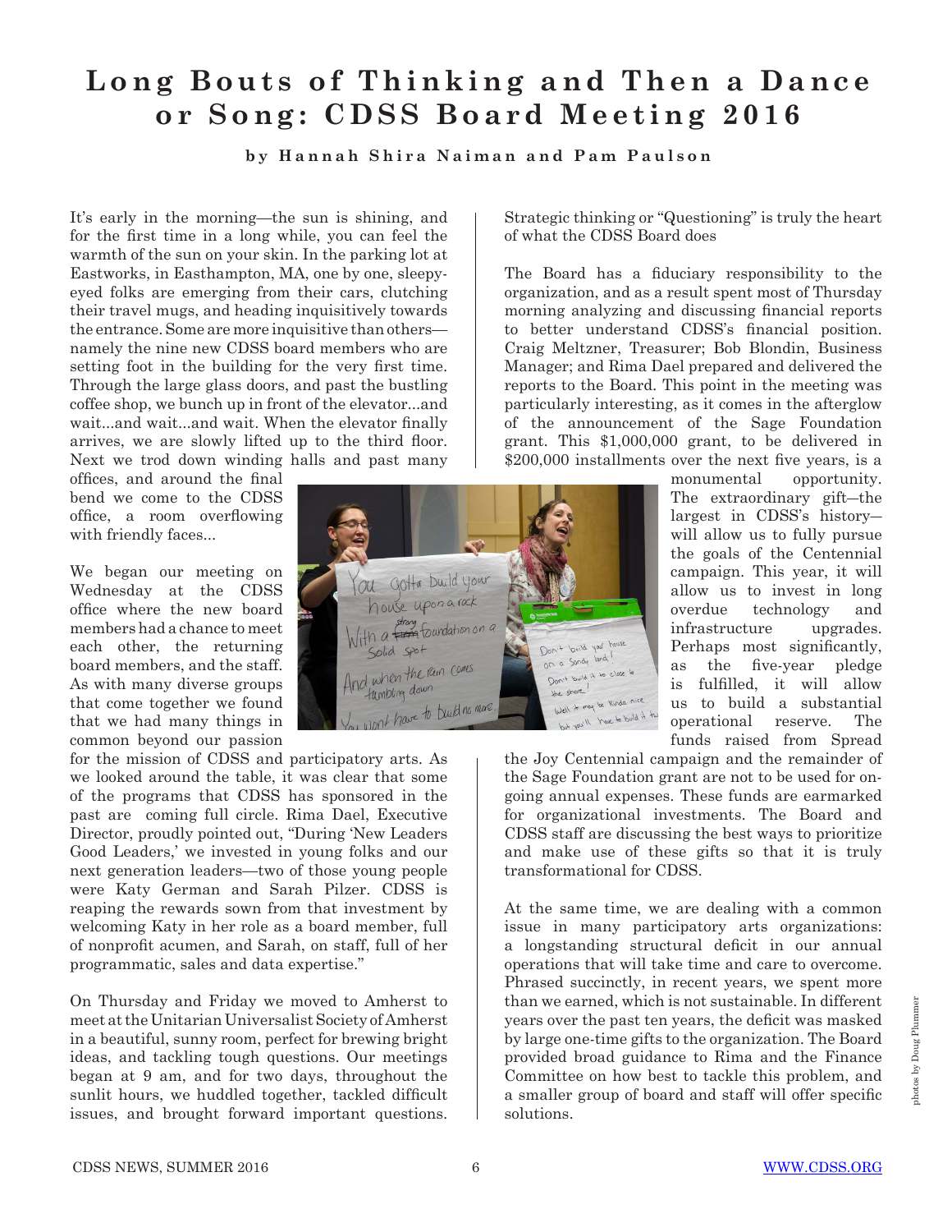# Long Bouts of Thinking and Then a Dance or Song: CDSS Board Meeting 2016

**by Hannah Shira Naiman and Pam Paulson**

It's early in the morning—the sun is shining, and for the first time in a long while, you can feel the warmth of the sun on your skin. In the parking lot at Eastworks, in Easthampton, MA, one by one, sleepy-eyed folks are emerging from their cars, clutching their travel mugs, and heading inquisitively towards the entrance. Some are more inquisitive than others—namely the nine new CDSS board members who are setting foot in the building for the very first time. Through the large glass doors, and past the bustling coffee shop, we bunch up in front of the elevator...and wait...and wait...and wait. When the elevator finally arrives, we are slowly lifted up to the third floor. Next we trod down winding halls and past many offices, and around the final bend we come to the CDSS office, a room overflowing with friendly faces...

We began our meeting on Wednesday at the CDSS office where the new board members had a chance to meet each other, the returning board members, and the staff. As with many diverse groups that come together we found that we had many things in common beyond our passion for the mission of CDSS and participatory arts. As we looked around the table, it was clear that some of the programs that CDSS has sponsored in the past are coming full circle. Rima Dael, Executive Director, proudly pointed out, "During 'New Leaders Good Leaders,' we invested in young folks and our next generation leaders—two of those young people were Katy German and Sarah Pilzer. CDSS is reaping the rewards sown from that investment by welcoming Katy in her role as a board member, full of nonprofit acumen, and Sarah, on staff, full of her programmatic, sales and data expertise."

On Thursday and Friday we moved to Amherst to meet at the Unitarian Universalist Society of Amherst in a beautiful, sunny room, perfect for brewing bright ideas, and tackling tough questions. Our meetings began at 9 am, and for two days, throughout the sunlit hours, we huddled together, tackled difficult issues, and brought forward important questions. Strategic thinking or "Questioning" is truly the heart of what the CDSS Board does

The Board has a fiduciary responsibility to the organization, and as a result spent most of Thursday morning analyzing and discussing financial reports to better understand CDSS's financial position. Craig Meltzner, Treasurer; Bob Blondin, Business Manager; and Rima Dael prepared and delivered the reports to the Board. This point in the meeting was particularly interesting, as it comes in the afterglow of the announcement of the Sage Foundation grant. This $1,000,000 grant, to be delivered in $200,000 installments over the next five years, is a monumental opportunity. The extraordinary gift—the largest in CDSS's history—will allow us to fully pursue the goals of the Centennial campaign. This year, it will allow us to invest in long overdue technology and infrastructure upgrades. Perhaps most significantly, as the five-year pledge is fulfilled, it will allow us to build a substantial operational reserve. The funds raised from Spread the Joy Centennial campaign and the remainder of the Sage Foundation grant are not to be used for on-going annual expenses. These funds are earmarked for organizational investments. The Board and CDSS staff are discussing the best ways to prioritize and make use of these gifts so that it is truly transformational for CDSS.

At the same time, we are dealing with a common issue in many participatory arts organizations: a longstanding structural deficit in our annual operations that will take time and care to overcome. Phrased succinctly, in recent years, we spent more than we earned, which is not sustainable. In different years over the past ten years, the deficit was masked by large one-time gifts to the organization. The Board provided broad guidance to Rima and the Finance Committee on how best to tackle this problem, and a smaller group of board and staff will offer specific solutions.

photos by Doug Plummer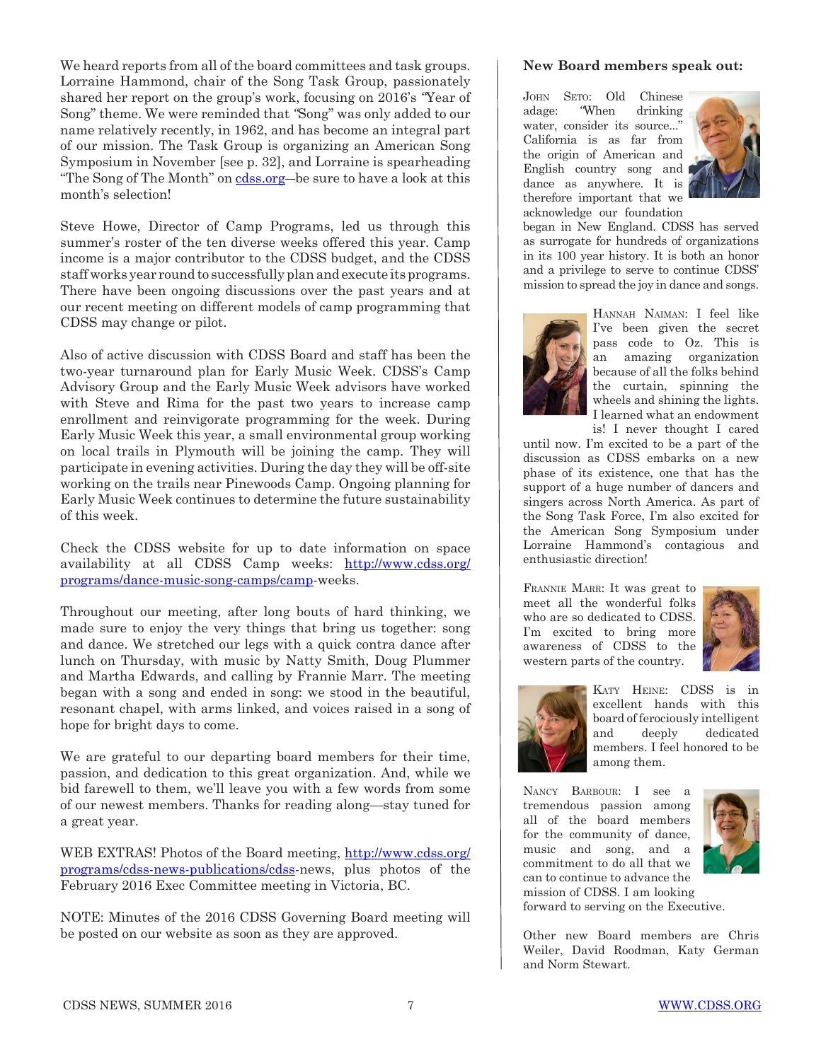We heard reports from all of the board committees and task groups. Lorraine Hammond, chair of the Song Task Group, passionately shared her report on the group's work, focusing on 2016's "Year of Song" theme. We were reminded that "Song" was only added to our name relatively recently, in 1962, and has become an integral part of our mission. The Task Group is organizing an American Song Symposium in November [see p. 32], and Lorraine is spearheading "The Song of The Month" on cdss.org—be sure to have a look at this month's selection!

Steve Howe, Director of Camp Programs, led us through this summer's roster of the ten diverse weeks offered this year. Camp income is a major contributor to the CDSS budget, and the CDSS staff works year round to successfully plan and execute its programs. There have been ongoing discussions over the past years and at our recent meeting on different models of camp programming that CDSS may change or pilot.

Also of active discussion with CDSS Board and staff has been the two-year turnaround plan for Early Music Week. CDSS's Camp Advisory Group and the Early Music Week advisors have worked with Steve and Rima for the past two years to increase camp enrollment and reinvigorate programming for the week. During Early Music Week this year, a small environmental group working on local trails in Plymouth will be joining the camp. They will participate in evening activities. During the day they will be off-site working on the trails near Pinewoods Camp. Ongoing planning for Early Music Week continues to determine the future sustainability of this week.

Check the CDSS website for up to date information on space availability at all CDSS Camp weeks: http://www.cdss.org/programs/dance-music-song-camps/camp-weeks.

Throughout our meeting, after long bouts of hard thinking, we made sure to enjoy the very things that bring us together: song and dance. We stretched our legs with a quick contra dance after lunch on Thursday, with music by Natty Smith, Doug Plummer and Martha Edwards, and calling by Frannie Marr. The meeting began with a song and ended in song: we stood in the beautiful, resonant chapel, with arms linked, and voices raised in a song of hope for bright days to come.

We are grateful to our departing board members for their time, passion, and dedication to this great organization. And, while we bid farewell to them, we'll leave you with a few words from some of our newest members. Thanks for reading along—stay tuned for a great year.

WEB EXTRAS! Photos of the Board meeting, http://www.cdss.org/programs/cdss-news-publications/cdss-news, plus photos of the February 2016 Exec Committee meeting in Victoria, BC.

NOTE: Minutes of the 2016 CDSS Governing Board meeting will be posted on our website as soon as they are approved.

## New Board members speak out:

John Seto: Old Chinese adage: "When drinking water, consider its source..." California is as far from the origin of American and English country song and dance as anywhere. It is therefore important that we acknowledge our foundation began in New England. CDSS has served as surrogate for hundreds of organizations in its 100 year history. It is both an honor and a privilege to serve to continue CDSS' mission to spread the joy in dance and songs.

Hannah Naiman: I feel like I've been given the secret pass code to Oz. This is an amazing organization because of all the folks behind the curtain, spinning the wheels and shining the lights. I learned what an endowment is! I never thought I cared until now. I'm excited to be a part of the discussion as CDSS embarks on a new phase of its existence, one that has the support of a huge number of dancers and singers across North America. As part of the Song Task Force, I'm also excited for the American Song Symposium under Lorraine Hammond's contagious and enthusiastic direction!

Frannie Marr: It was great to meet all the wonderful folks who are so dedicated to CDSS. I'm excited to bring more awareness of CDSS to the western parts of the country.

Katy Heine: CDSS is in excellent hands with this board of ferociously intelligent and deeply dedicated members. I feel honored to be among them.

Nancy Barbour: I see a tremendous passion among all of the board members for the community of dance, music and song, and a commitment to do all that we can to continue to advance the mission of CDSS. I am looking forward to serving on the Executive.

Other new Board members are Chris Weiler, David Roodman, Katy German and Norm Stewart.